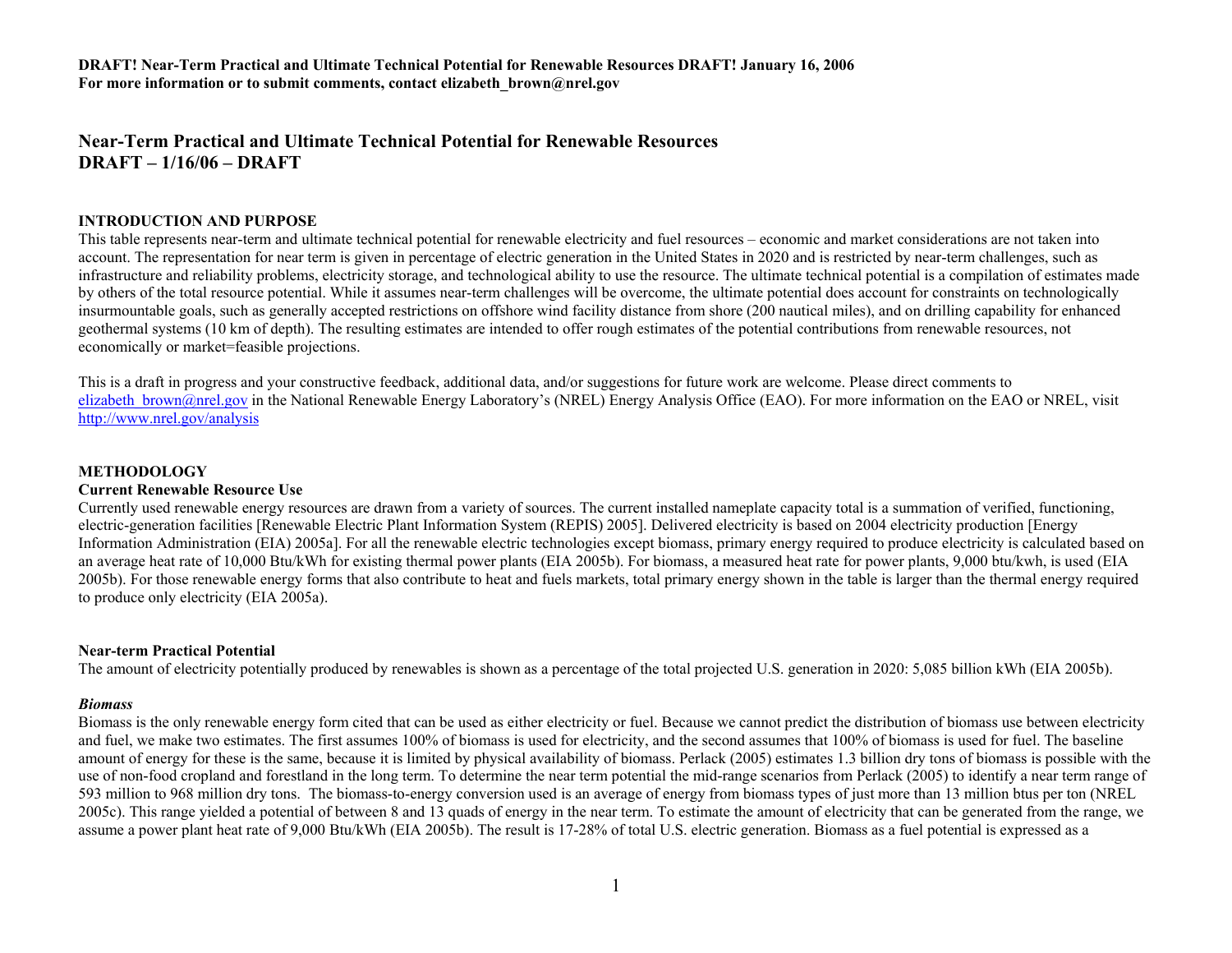**DRAFT! Near-Term Practical and Ultimate Technical Potential for Renewable Resources DRAFT! January 16, 2006**
**For more information or to submit comments, contact elizabeth_brown@nrel.gov**

## Near-Term Practical and Ultimate Technical Potential for Renewable Resources
## DRAFT – 1/16/06 – DRAFT

### INTRODUCTION AND PURPOSE

This table represents near-term and ultimate technical potential for renewable electricity and fuel resources – economic and market considerations are not taken into account. The representation for near term is given in percentage of electric generation in the United States in 2020 and is restricted by near-term challenges, such as infrastructure and reliability problems, electricity storage, and technological ability to use the resource. The ultimate technical potential is a compilation of estimates made by others of the total resource potential. While it assumes near-term challenges will be overcome, the ultimate potential does account for constraints on technologically insurmountable goals, such as generally accepted restrictions on offshore wind facility distance from shore (200 nautical miles), and on drilling capability for enhanced geothermal systems (10 km of depth). The resulting estimates are intended to offer rough estimates of the potential contributions from renewable resources, not economically or market=feasible projections.

This is a draft in progress and your constructive feedback, additional data, and/or suggestions for future work are welcome. Please direct comments to elizabeth_brown@nrel.gov in the National Renewable Energy Laboratory's (NREL) Energy Analysis Office (EAO). For more information on the EAO or NREL, visit http://www.nrel.gov/analysis

### METHODOLOGY

#### Current Renewable Resource Use

Currently used renewable energy resources are drawn from a variety of sources. The current installed nameplate capacity total is a summation of verified, functioning, electric-generation facilities [Renewable Electric Plant Information System (REPIS) 2005]. Delivered electricity is based on 2004 electricity production [Energy Information Administration (EIA) 2005a]. For all the renewable electric technologies except biomass, primary energy required to produce electricity is calculated based on an average heat rate of 10,000 Btu/kWh for existing thermal power plants (EIA 2005b). For biomass, a measured heat rate for power plants, 9,000 btu/kwh, is used (EIA 2005b). For those renewable energy forms that also contribute to heat and fuels markets, total primary energy shown in the table is larger than the thermal energy required to produce only electricity (EIA 2005a).

#### Near-term Practical Potential

The amount of electricity potentially produced by renewables is shown as a percentage of the total projected U.S. generation in 2020: 5,085 billion kWh (EIA 2005b).

##### *Biomass*

Biomass is the only renewable energy form cited that can be used as either electricity or fuel. Because we cannot predict the distribution of biomass use between electricity and fuel, we make two estimates. The first assumes 100% of biomass is used for electricity, and the second assumes that 100% of biomass is used for fuel. The baseline amount of energy for these is the same, because it is limited by physical availability of biomass. Perlack (2005) estimates 1.3 billion dry tons of biomass is possible with the use of non-food cropland and forestland in the long term. To determine the near term potential the mid-range scenarios from Perlack (2005) to identify a near term range of 593 million to 968 million dry tons. The biomass-to-energy conversion used is an average of energy from biomass types of just more than 13 million btus per ton (NREL 2005c). This range yielded a potential of between 8 and 13 quads of energy in the near term. To estimate the amount of electricity that can be generated from the range, we assume a power plant heat rate of 9,000 Btu/kWh (EIA 2005b). The result is 17-28% of total U.S. electric generation. Biomass as a fuel potential is expressed as a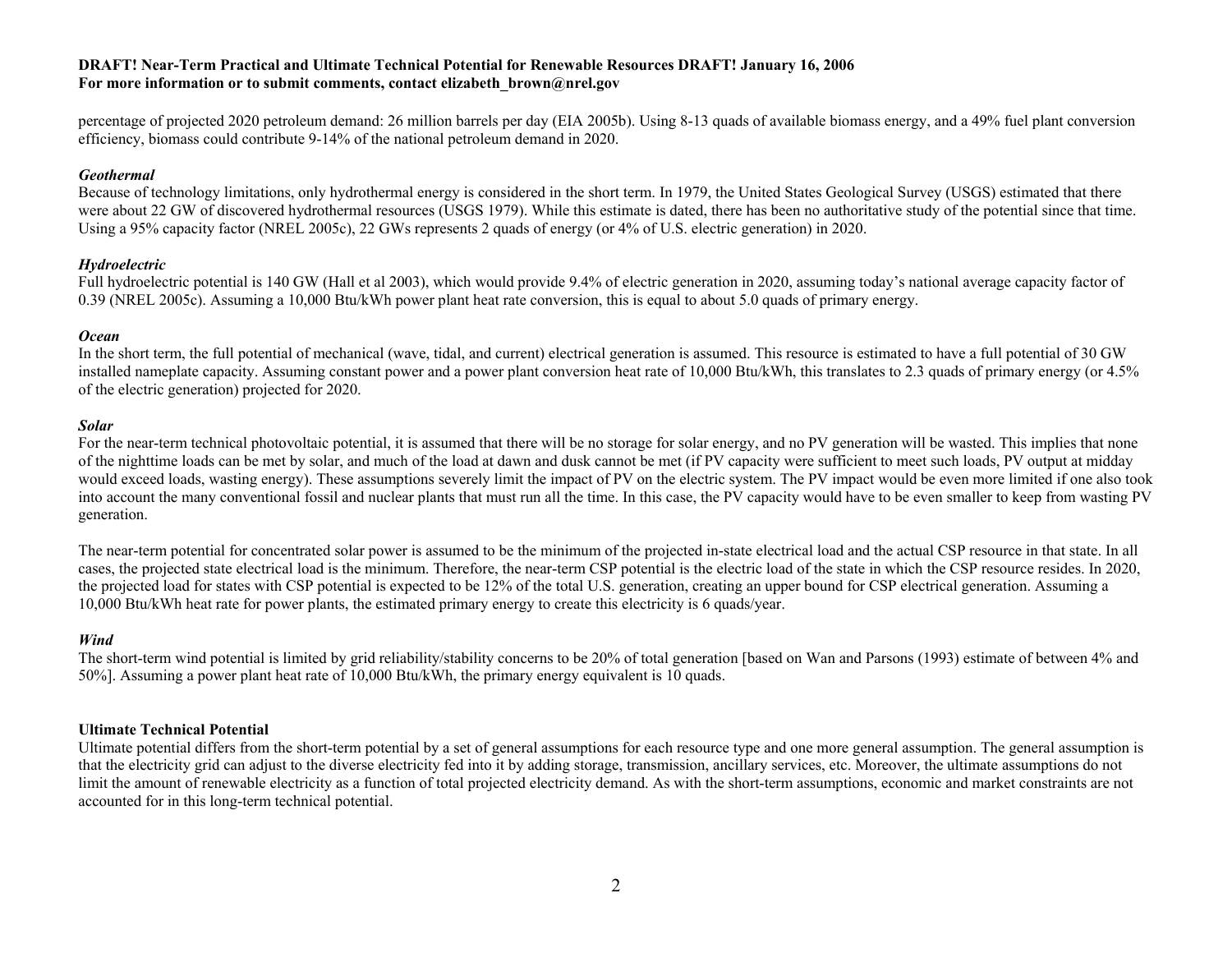percentage of projected 2020 petroleum demand: 26 million barrels per day (EIA 2005b). Using 8-13 quads of available biomass energy, and a 49% fuel plant conversion efficiency, biomass could contribute 9-14% of the national petroleum demand in 2020.

***Geothermal***

Because of technology limitations, only hydrothermal energy is considered in the short term. In 1979, the United States Geological Survey (USGS) estimated that there were about 22 GW of discovered hydrothermal resources (USGS 1979). While this estimate is dated, there has been no authoritative study of the potential since that time. Using a 95% capacity factor (NREL 2005c), 22 GWs represents 2 quads of energy (or 4% of U.S. electric generation) in 2020.

***Hydroelectric***

Full hydroelectric potential is 140 GW (Hall et al 2003), which would provide 9.4% of electric generation in 2020, assuming today's national average capacity factor of 0.39 (NREL 2005c). Assuming a 10,000 Btu/kWh power plant heat rate conversion, this is equal to about 5.0 quads of primary energy.

***Ocean***

In the short term, the full potential of mechanical (wave, tidal, and current) electrical generation is assumed. This resource is estimated to have a full potential of 30 GW installed nameplate capacity. Assuming constant power and a power plant conversion heat rate of 10,000 Btu/kWh, this translates to 2.3 quads of primary energy (or 4.5% of the electric generation) projected for 2020.

***Solar***

For the near-term technical photovoltaic potential, it is assumed that there will be no storage for solar energy, and no PV generation will be wasted. This implies that none of the nighttime loads can be met by solar, and much of the load at dawn and dusk cannot be met (if PV capacity were sufficient to meet such loads, PV output at midday would exceed loads, wasting energy). These assumptions severely limit the impact of PV on the electric system. The PV impact would be even more limited if one also took into account the many conventional fossil and nuclear plants that must run all the time. In this case, the PV capacity would have to be even smaller to keep from wasting PV generation.

The near-term potential for concentrated solar power is assumed to be the minimum of the projected in-state electrical load and the actual CSP resource in that state. In all cases, the projected state electrical load is the minimum. Therefore, the near-term CSP potential is the electric load of the state in which the CSP resource resides. In 2020, the projected load for states with CSP potential is expected to be 12% of the total U.S. generation, creating an upper bound for CSP electrical generation. Assuming a 10,000 Btu/kWh heat rate for power plants, the estimated primary energy to create this electricity is 6 quads/year.

***Wind***

The short-term wind potential is limited by grid reliability/stability concerns to be 20% of total generation [based on Wan and Parsons (1993) estimate of between 4% and 50%]. Assuming a power plant heat rate of 10,000 Btu/kWh, the primary energy equivalent is 10 quads.

**Ultimate Technical Potential**

Ultimate potential differs from the short-term potential by a set of general assumptions for each resource type and one more general assumption. The general assumption is that the electricity grid can adjust to the diverse electricity fed into it by adding storage, transmission, ancillary services, etc. Moreover, the ultimate assumptions do not limit the amount of renewable electricity as a function of total projected electricity demand. As with the short-term assumptions, economic and market constraints are not accounted for in this long-term technical potential.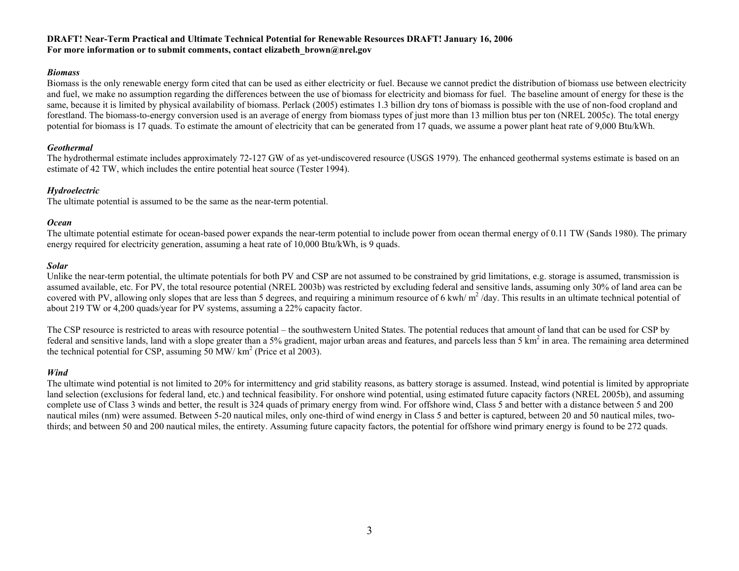### *Biomass*

Biomass is the only renewable energy form cited that can be used as either electricity or fuel. Because we cannot predict the distribution of biomass use between electricity and fuel, we make no assumption regarding the differences between the use of biomass for electricity and biomass for fuel. The baseline amount of energy for these is the same, because it is limited by physical availability of biomass. Perlack (2005) estimates 1.3 billion dry tons of biomass is possible with the use of non-food cropland and forestland. The biomass-to-energy conversion used is an average of energy from biomass types of just more than 13 million btus per ton (NREL 2005c). The total energy potential for biomass is 17 quads. To estimate the amount of electricity that can be generated from 17 quads, we assume a power plant heat rate of 9,000 Btu/kWh.

### *Geothermal*

The hydrothermal estimate includes approximately 72-127 GW of as yet-undiscovered resource (USGS 1979). The enhanced geothermal systems estimate is based on an estimate of 42 TW, which includes the entire potential heat source (Tester 1994).

### *Hydroelectric*

The ultimate potential is assumed to be the same as the near-term potential.

### *Ocean*

The ultimate potential estimate for ocean-based power expands the near-term potential to include power from ocean thermal energy of 0.11 TW (Sands 1980). The primary energy required for electricity generation, assuming a heat rate of 10,000 Btu/kWh, is 9 quads.

### *Solar*

Unlike the near-term potential, the ultimate potentials for both PV and CSP are not assumed to be constrained by grid limitations, e.g. storage is assumed, transmission is assumed available, etc. For PV, the total resource potential (NREL 2003b) was restricted by excluding federal and sensitive lands, assuming only 30% of land area can be covered with PV, allowing only slopes that are less than 5 degrees, and requiring a minimum resource of 6 kwh/ $m^2$ /day. This results in an ultimate technical potential of about 219 TW or 4,200 quads/year for PV systems, assuming a 22% capacity factor.

The CSP resource is restricted to areas with resource potential – the southwestern United States. The potential reduces that amount of land that can be used for CSP by federal and sensitive lands, land with a slope greater than a 5% gradient, major urban areas and features, and parcels less than 5 $km^2$ in area. The remaining area determined the technical potential for CSP, assuming 50 MW/ $km^2$ (Price et al 2003).

### *Wind*

The ultimate wind potential is not limited to 20% for intermittency and grid stability reasons, as battery storage is assumed. Instead, wind potential is limited by appropriate land selection (exclusions for federal land, etc.) and technical feasibility. For onshore wind potential, using estimated future capacity factors (NREL 2005b), and assuming complete use of Class 3 winds and better, the result is 324 quads of primary energy from wind. For offshore wind, Class 5 and better with a distance between 5 and 200 nautical miles (nm) were assumed. Between 5-20 nautical miles, only one-third of wind energy in Class 5 and better is captured, between 20 and 50 nautical miles, two-thirds; and between 50 and 200 nautical miles, the entirety. Assuming future capacity factors, the potential for offshore wind primary energy is found to be 272 quads.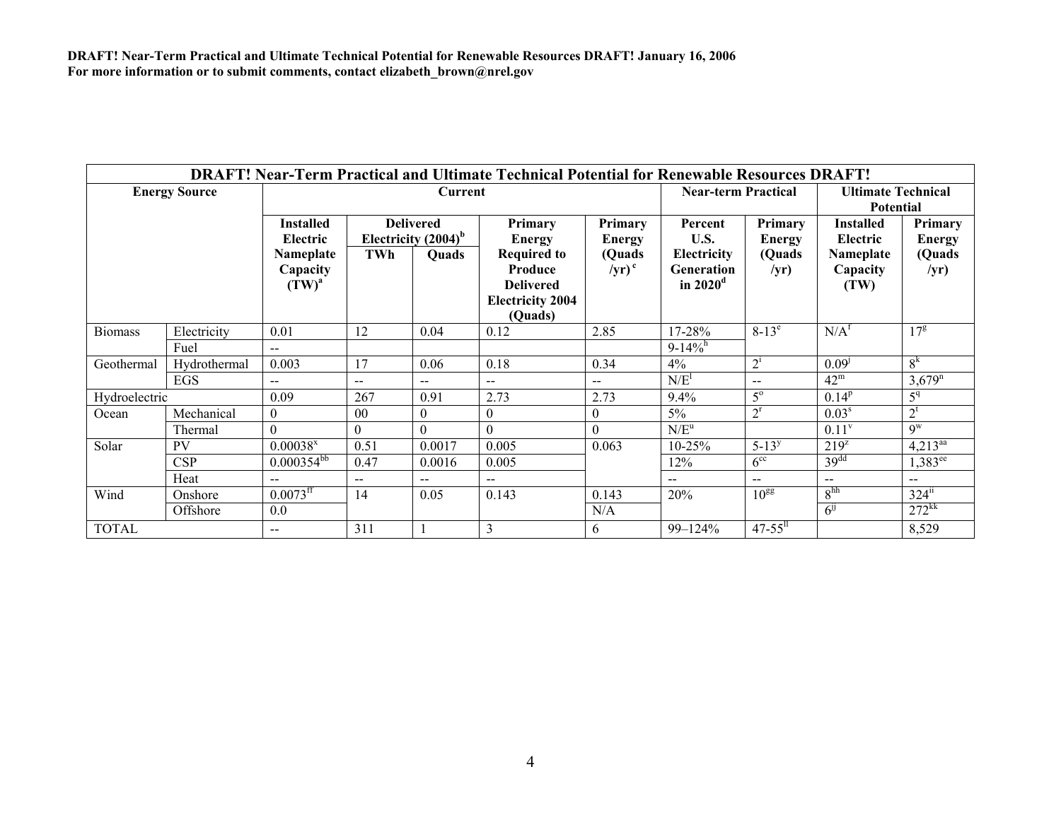**DRAFT! Near-Term Practical and Ultimate Technical Potential for Renewable Resources DRAFT! January 16, 2006**
**For more information or to submit comments, contact elizabeth_brown@nrel.gov**

| DRAFT! Near-Term Practical and Ultimate Technical Potential for Renewable Resources DRAFT! | | | | | | | | | | |
|---|---|---|---|---|---|---|---|---|---|---|
| **Energy Source** | | **Current** | | | | | **Near-term Practical** | | **Ultimate Technical Potential** | |
| | | **Installed Electric Nameplate Capacity (TW)[a]** | **Delivered Electricity (2004)[b]** | | **Primary Energy Required to Produce Delivered Electricity 2004 (Quads)** | **Primary Energy (Quads /yr)[c]** | **Percent U.S. Electricity Generation in 2020[d]** | **Primary Energy (Quads /yr)** | **Installed Electric Nameplate Capacity (TW)** | **Primary Energy (Quads /yr)** |
| | | | **TWh** | **Quads** | | | | | | |
| Biomass | Electricity | 0.01 | 12 | 0.04 | 0.12 | 2.85 | 17-28% | 8-13[e] | N/A[f] | 17[g] |
| | Fuel | -- | | | | | 9-14%[h] | | | |
| Geothermal | Hydrothermal | 0.003 | 17 | 0.06 | 0.18 | 0.34 | 4% | 2[i] | 0.09[j] | 8[k] |
| | EGS | -- | -- | -- | -- | -- | N/E[l] | -- | 42[m] | 3,679[n] |
| Hydroelectric | | 0.09 | 267 | 0.91 | 2.73 | 2.73 | 9.4% | 5[o] | 0.14[p] | 5[q] |
| Ocean | Mechanical | 0 | 00 | 0 | 0 | 0 | 5% | 2[r] | 0.03[s] | 2[t] |
| | Thermal | 0 | 0 | 0 | 0 | 0 | N/E[u] | | 0.11[v] | 9[w] |
| Solar | PV | 0.00038[x] | 0.51 | 0.0017 | 0.005 | 0.063 | 10-25% | 5-13[y] | 219[z] | 4,213[aa] |
| | CSP | 0.000354[bb] | 0.47 | 0.0016 | 0.005 | | 12% | 6[cc] | 39[dd] | 1,383[ee] |
| | Heat | -- | -- | -- | -- | | -- | -- | -- | -- |
| Wind | Onshore | 0.0073[ff] | 14 | 0.05 | 0.143 | 0.143 | 20% | 10[gg] | 8[hh] | 324[ii] |
| | Offshore | 0.0 | | | | N/A | | | 6[jj] | 272[kk] |
| TOTAL | | -- | 311 | 1 | 3 | 6 | 99–124% | 47-55[ll] | | 8,529 |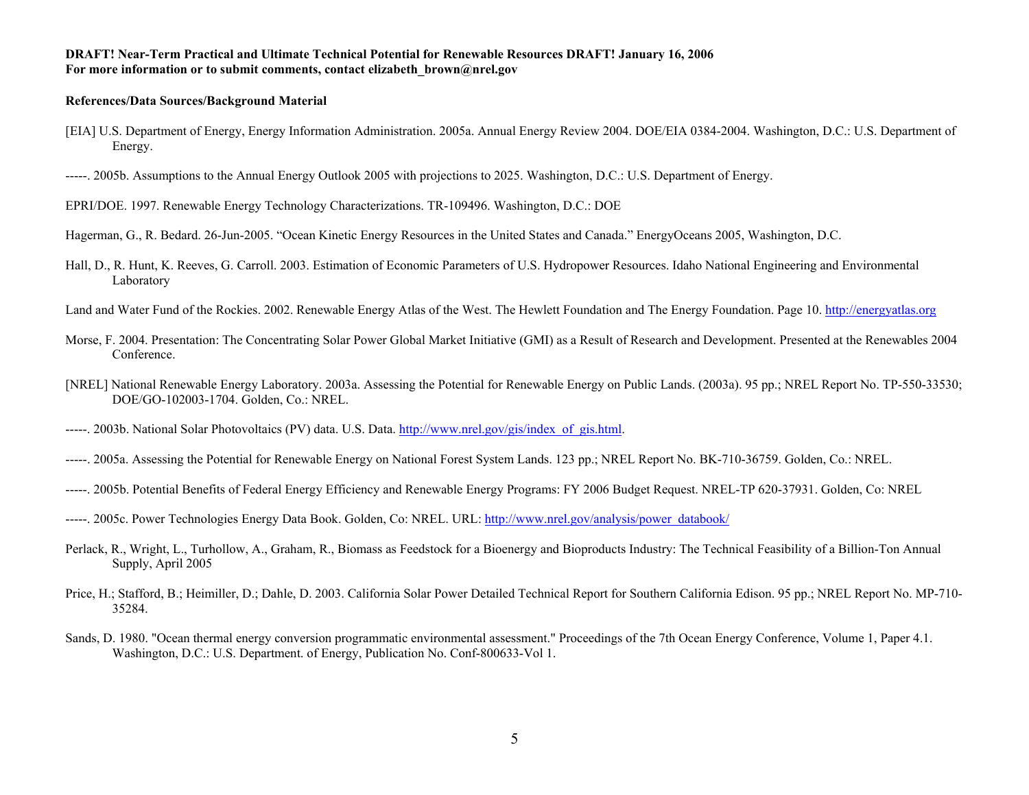**References/Data Sources/Background Material**

[EIA] U.S. Department of Energy, Energy Information Administration. 2005a. Annual Energy Review 2004. DOE/EIA 0384-2004. Washington, D.C.: U.S. Department of Energy.

-----. 2005b. Assumptions to the Annual Energy Outlook 2005 with projections to 2025. Washington, D.C.: U.S. Department of Energy.

EPRI/DOE. 1997. Renewable Energy Technology Characterizations. TR-109496. Washington, D.C.: DOE

Hagerman, G., R. Bedard. 26-Jun-2005. "Ocean Kinetic Energy Resources in the United States and Canada." EnergyOceans 2005, Washington, D.C.

Hall, D., R. Hunt, K. Reeves, G. Carroll. 2003. Estimation of Economic Parameters of U.S. Hydropower Resources. Idaho National Engineering and Environmental Laboratory

Land and Water Fund of the Rockies. 2002. Renewable Energy Atlas of the West. The Hewlett Foundation and The Energy Foundation. Page 10. http://energyatlas.org

Morse, F. 2004. Presentation: The Concentrating Solar Power Global Market Initiative (GMI) as a Result of Research and Development. Presented at the Renewables 2004 Conference.

[NREL] National Renewable Energy Laboratory. 2003a. Assessing the Potential for Renewable Energy on Public Lands. (2003a). 95 pp.; NREL Report No. TP-550-33530; DOE/GO-102003-1704. Golden, Co.: NREL.

-----. 2003b. National Solar Photovoltaics (PV) data. U.S. Data. http://www.nrel.gov/gis/index_of_gis.html.

-----. 2005a. Assessing the Potential for Renewable Energy on National Forest System Lands. 123 pp.; NREL Report No. BK-710-36759. Golden, Co.: NREL.

-----. 2005b. Potential Benefits of Federal Energy Efficiency and Renewable Energy Programs: FY 2006 Budget Request. NREL-TP 620-37931. Golden, Co: NREL

-----. 2005c. Power Technologies Energy Data Book. Golden, Co: NREL. URL: http://www.nrel.gov/analysis/power_databook/

Perlack, R., Wright, L., Turhollow, A., Graham, R., Biomass as Feedstock for a Bioenergy and Bioproducts Industry: The Technical Feasibility of a Billion-Ton Annual Supply, April 2005

Price, H.; Stafford, B.; Heimiller, D.; Dahle, D. 2003. California Solar Power Detailed Technical Report for Southern California Edison. 95 pp.; NREL Report No. MP-710-35284.

Sands, D. 1980. "Ocean thermal energy conversion programmatic environmental assessment." Proceedings of the 7th Ocean Energy Conference, Volume 1, Paper 4.1. Washington, D.C.: U.S. Department. of Energy, Publication No. Conf-800633-Vol 1.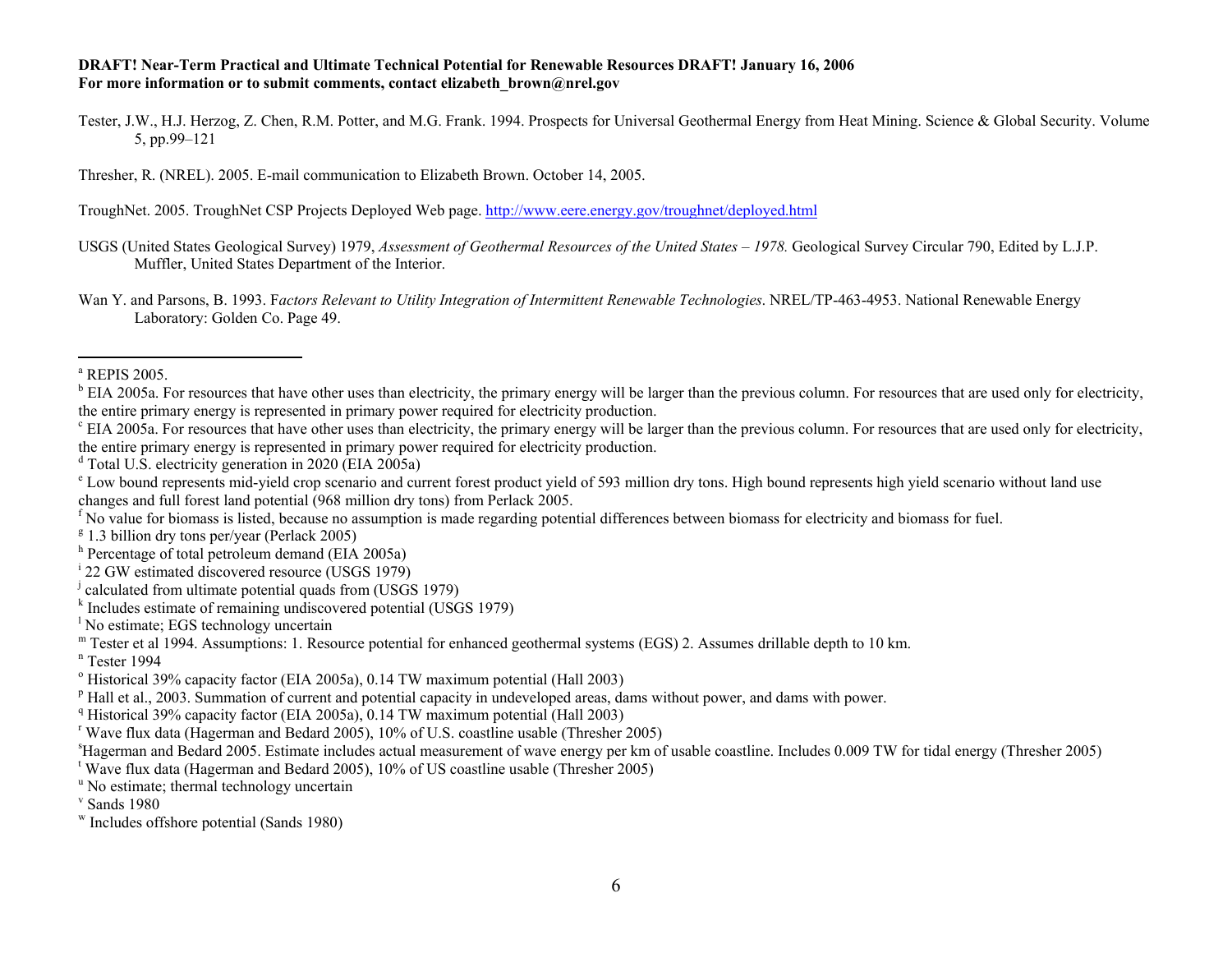Tester, J.W., H.J. Herzog, Z. Chen, R.M. Potter, and M.G. Frank. 1994. Prospects for Universal Geothermal Energy from Heat Mining. Science & Global Security. Volume 5, pp.99–121

Thresher, R. (NREL). 2005. E-mail communication to Elizabeth Brown. October 14, 2005.

TroughNet. 2005. TroughNet CSP Projects Deployed Web page. http://www.eere.energy.gov/troughnet/deployed.html

USGS (United States Geological Survey) 1979, *Assessment of Geothermal Resources of the United States – 1978.* Geological Survey Circular 790, Edited by L.J.P. Muffler, United States Department of the Interior.

Wan Y. and Parsons, B. 1993. F*actors Relevant to Utility Integration of Intermittent Renewable Technologies*. NREL/TP-463-4953. National Renewable Energy Laboratory: Golden Co. Page 49.

---

[a] REPIS 2005.

[b] EIA 2005a. For resources that have other uses than electricity, the primary energy will be larger than the previous column. For resources that are used only for electricity, the entire primary energy is represented in primary power required for electricity production.

[c] EIA 2005a. For resources that have other uses than electricity, the primary energy will be larger than the previous column. For resources that are used only for electricity, the entire primary energy is represented in primary power required for electricity production.

[d] Total U.S. electricity generation in 2020 (EIA 2005a)

[e] Low bound represents mid-yield crop scenario and current forest product yield of 593 million dry tons. High bound represents high yield scenario without land use changes and full forest land potential (968 million dry tons) from Perlack 2005.

[f] No value for biomass is listed, because no assumption is made regarding potential differences between biomass for electricity and biomass for fuel.

[g] 1.3 billion dry tons per/year (Perlack 2005)

[h] Percentage of total petroleum demand (EIA 2005a)

[i] 22 GW estimated discovered resource (USGS 1979)

[j] calculated from ultimate potential quads from (USGS 1979)

[k] Includes estimate of remaining undiscovered potential (USGS 1979)

[l] No estimate; EGS technology uncertain

[m] Tester et al 1994. Assumptions: 1. Resource potential for enhanced geothermal systems (EGS) 2. Assumes drillable depth to 10 km.

[n] Tester 1994

[o] Historical 39% capacity factor (EIA 2005a), 0.14 TW maximum potential (Hall 2003)

[p] Hall et al., 2003. Summation of current and potential capacity in undeveloped areas, dams without power, and dams with power.

[q] Historical 39% capacity factor (EIA 2005a), 0.14 TW maximum potential (Hall 2003)

[r] Wave flux data (Hagerman and Bedard 2005), 10% of U.S. coastline usable (Thresher 2005)

[s] Hagerman and Bedard 2005. Estimate includes actual measurement of wave energy per km of usable coastline. Includes 0.009 TW for tidal energy (Thresher 2005)

[t] Wave flux data (Hagerman and Bedard 2005), 10% of US coastline usable (Thresher 2005)

[u] No estimate; thermal technology uncertain

[v] Sands 1980

[w] Includes offshore potential (Sands 1980)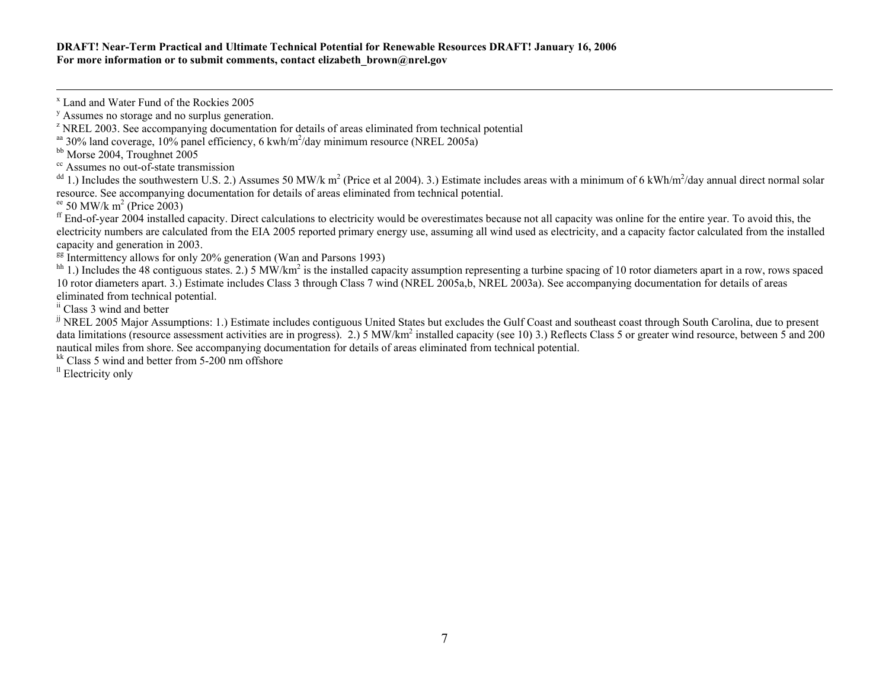[x] Land and Water Fund of the Rockies 2005

[y] Assumes no storage and no surplus generation.

[z] NREL 2003. See accompanying documentation for details of areas eliminated from technical potential

[aa] 30% land coverage, 10% panel efficiency, 6 kwh/$m^2$/day minimum resource (NREL 2005a)

[bb] Morse 2004, Troughnet 2005

[cc] Assumes no out-of-state transmission

[dd] 1.) Includes the southwestern U.S. 2.) Assumes 50 MW/k $m^2$ (Price et al 2004). 3.) Estimate includes areas with a minimum of 6 kWh/$m^2$/day annual direct normal solar resource. See accompanying documentation for details of areas eliminated from technical potential.

[ee] 50 MW/k $m^2$ (Price 2003)

[ff] End-of-year 2004 installed capacity. Direct calculations to electricity would be overestimates because not all capacity was online for the entire year. To avoid this, the electricity numbers are calculated from the EIA 2005 reported primary energy use, assuming all wind used as electricity, and a capacity factor calculated from the installed capacity and generation in 2003.

[gg] Intermittency allows for only 20% generation (Wan and Parsons 1993)

[hh] 1.) Includes the 48 contiguous states. 2.) 5 MW/$km^2$ is the installed capacity assumption representing a turbine spacing of 10 rotor diameters apart in a row, rows spaced 10 rotor diameters apart. 3.) Estimate includes Class 3 through Class 7 wind (NREL 2005a,b, NREL 2003a). See accompanying documentation for details of areas eliminated from technical potential.

[ii] Class 3 wind and better

[jj] NREL 2005 Major Assumptions: 1.) Estimate includes contiguous United States but excludes the Gulf Coast and southeast coast through South Carolina, due to present data limitations (resource assessment activities are in progress). 2.) 5 MW/$km^2$ installed capacity (see 10) 3.) Reflects Class 5 or greater wind resource, between 5 and 200 nautical miles from shore. See accompanying documentation for details of areas eliminated from technical potential.

[kk] Class 5 wind and better from 5-200 nm offshore

[ll] Electricity only